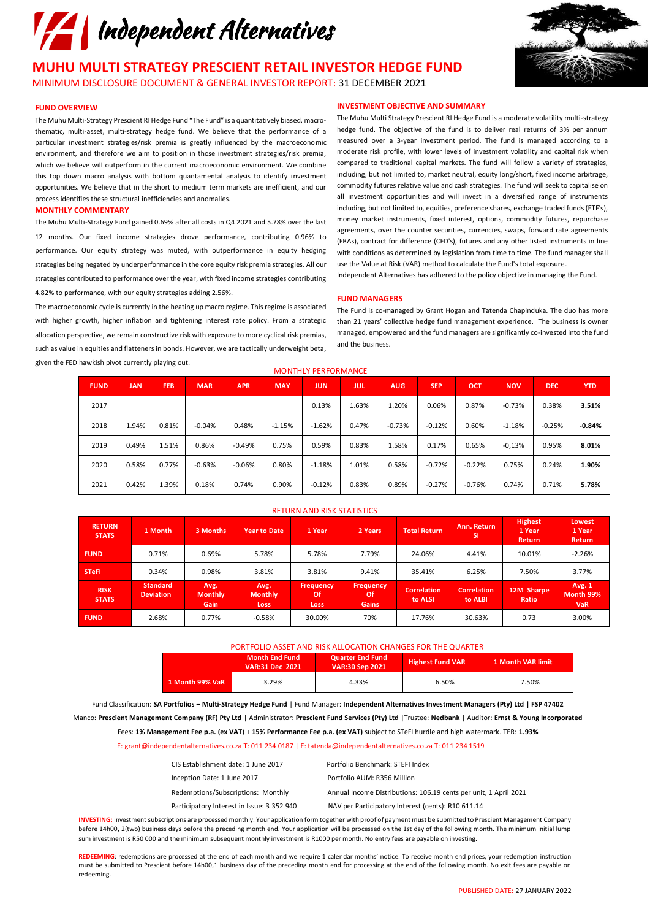# Independent Alternatives

## MUHU MULTI STRATEGY PRESCIENT RETAIL INVESTOR HEDGE FUND

MINIMUM DISCLOSURE DOCUMENT & GENERAL INVESTOR REPORT: 31 DECEMBER 2021

### FUND OVERVIEW

The Muhu Multi-Strategy Prescient RI Hedge Fund "The Fund" is a quantitatively biased, macro-thematic, multi-asset, multi-strategy hedge fund. We believe that the performance of a particular investment strategies/risk premia is greatly influenced by the macroeconomic environment, and therefore we aim to position in those investment strategies/risk premia, which we believe will outperform in the current macroeconomic environment. We combine this top down macro analysis with bottom quantamental analysis to identify investment opportunities. We believe that in the short to medium term markets are inefficient, and our process identifies these structural inefficiencies and anomalies.

### MONTHLY COMMENTARY

The Muhu Multi-Strategy Fund gained 0.69% after all costs in Q4 2021 and 5.78% over the last 12 months. Our fixed income strategies drove performance, contributing 0.96% to performance. Our equity strategy was muted, with outperformance in equity hedging strategies being negated by underperformance in the core equity risk premia strategies. All our strategies contributed to performance over the year, with fixed income strategies contributing 4.82% to performance, with our equity strategies adding 2.56%.

The macroeconomic cycle is currently in the heating up macro regime. This regime is associated with higher growth, higher inflation and tightening interest rate policy. From a strategic allocation perspective, we remain constructive risk with exposure to more cyclical risk premias, such as value in equities and flatteners in bonds. However, we are tactically underweight beta, given the FED hawkish pivot currently playing out.

### INVESTMENT OBJECTIVE AND SUMMARY

The Muhu Multi Strategy Prescient RI Hedge Fund is a moderate volatility multi-strategy hedge fund. The objective of the fund is to deliver real returns of 3% per annum measured over a 3-year investment period. The fund is managed according to a moderate risk profile, with lower levels of investment volatility and capital risk when compared to traditional capital markets. The fund will follow a variety of strategies, including, but not limited to, market neutral, equity long/short, fixed income arbitrage, commodity futures relative value and cash strategies. The fund will seek to capitalise on all investment opportunities and will invest in a diversified range of instruments including, but not limited to, equities, preference shares, exchange traded funds (ETF's), money market instruments, fixed interest, options, commodity futures, repurchase agreements, over the counter securities, currencies, swaps, forward rate agreements (FRAs), contract for difference (CFD's), futures and any other listed instruments in line with conditions as determined by legislation from time to time. The fund manager shall use the Value at Risk (VAR) method to calculate the Fund's total exposure.

Independent Alternatives has adhered to the policy objective in managing the Fund.

### FUND MANAGERS

The Fund is co-managed by Grant Hogan and Tatenda Chapinduka. The duo has more than 21 years' collective hedge fund management experience. The business is owner managed, empowered and the fund managers are significantly co-invested into the fund and the business.

### MONTHLY PERFORMANCE

| FUND | JAN | FEB | MAR | APR | MAY | JUN | JUL | AUG | SEP | OCT | NOV | DEC | YTD |
|---|---|---|---|---|---|---|---|---|---|---|---|---|---|
| 2017 | | | | | | 0.13% | 1.63% | 1.20% | 0.06% | 0.87% | -0.73% | 0.38% | **3.51%** |
| 2018 | 1.94% | 0.81% | -0.04% | 0.48% | -1.15% | -1.62% | 0.47% | -0.73% | -0.12% | 0.60% | -1.18% | -0.25% | **-0.84%** |
| 2019 | 0.49% | 1.51% | 0.86% | -0.49% | 0.75% | 0.59% | 0.83% | 1.58% | 0.17% | 0,65% | -0,13% | 0.95% | **8.01%** |
| 2020 | 0.58% | 0.77% | -0.63% | -0.06% | 0.80% | -1.18% | 1.01% | 0.58% | -0.72% | -0.22% | 0.75% | 0.24% | **1.90%** |
| 2021 | 0.42% | 1.39% | 0.18% | 0.74% | 0.90% | -0.12% | 0.83% | 0.89% | -0.27% | -0.76% | 0.74% | 0.71% | **5.78%** |

### RETURN AND RISK STATISTICS

| RETURN STATS | 1 Month | 3 Months | Year to Date | 1 Year | 2 Years | Total Return | Ann. Return SI | Highest 1 Year Return | Lowest 1 Year Return |
|---|---|---|---|---|---|---|---|---|---|
| FUND | 0.71% | 0.69% | 5.78% | 5.78% | 7.79% | 24.06% | 4.41% | 10.01% | -2.26% |
| STeFI | 0.34% | 0.98% | 3.81% | 3.81% | 9.41% | 35.41% | 6.25% | 7.50% | 3.77% |
| **RISK STATS** | **Standard Deviation** | **Avg. Monthly Gain** | **Avg. Monthly Loss** | **Frequency Of Loss** | **Frequency Of Gains** | **Correlation to ALSI** | **Correlation to ALBI** | **12M Sharpe Ratio** | **Avg. 1 Month 99% VaR** |
| FUND | 2.68% | 0.77% | -0.58% | 30.00% | 70% | 17.76% | 30.63% | 0.73 | 3.00% |

### PORTFOLIO ASSET AND RISK ALLOCATION CHANGES FOR THE QUARTER

| | Month End Fund VAR:31 Dec 2021 | Quarter End Fund VAR:30 Sep 2021 | Highest Fund VAR | 1 Month VAR limit |
|---|---|---|---|---|
| 1 Month 99% VaR | 3.29% | 4.33% | 6.50% | 7.50% |

Fund Classification: **SA Portfolios – Multi-Strategy Hedge Fund** | Fund Manager: **Independent Alternatives Investment Managers (Pty) Ltd | FSP 47402**

Manco: **Prescient Management Company (RF) Pty Ltd** | Administrator: **Prescient Fund Services (Pty) Ltd** |Trustee: **Nedbank** | Auditor: **Ernst & Young Incorporated**

Fees: **1% Management Fee p.a. (ex VAT)** + **15% Performance Fee p.a. (ex VAT)** subject to STeFI hurdle and high watermark. TER: **1.93%**

E: grant@independentalternatives.co.za T: 011 234 0187 | E: tatenda@independentalternatives.co.za T: 011 234 1519

| | |
|---|---|
| CIS Establishment date: 1 June 2017 | Portfolio Benchmark: STEFI Index |
| Inception Date: 1 June 2017 | Portfolio AUM: R356 Million |
| Redemptions/Subscriptions: Monthly | Annual Income Distributions: 106.19 cents per unit, 1 April 2021 |
| Participatory Interest in Issue: 3 352 940 | NAV per Participatory Interest (cents): R10 611.14 |

**INVESTING:** Investment subscriptions are processed monthly. Your application form together with proof of payment must be submitted to Prescient Management Company before 14h00, 2(two) business days before the preceding month end. Your application will be processed on the 1st day of the following month. The minimum initial lump sum investment is R50 000 and the minimum subsequent monthly investment is R1000 per month. No entry fees are payable on investing.

**REDEEMING:** redemptions are processed at the end of each month and we require 1 calendar months' notice. To receive month end prices, your redemption instruction must be submitted to Prescient before 14h00,1 business day of the preceding month end for processing at the end of the following month. No exit fees are payable on redeeming.

PUBLISHED DATE: 27 JANUARY 2022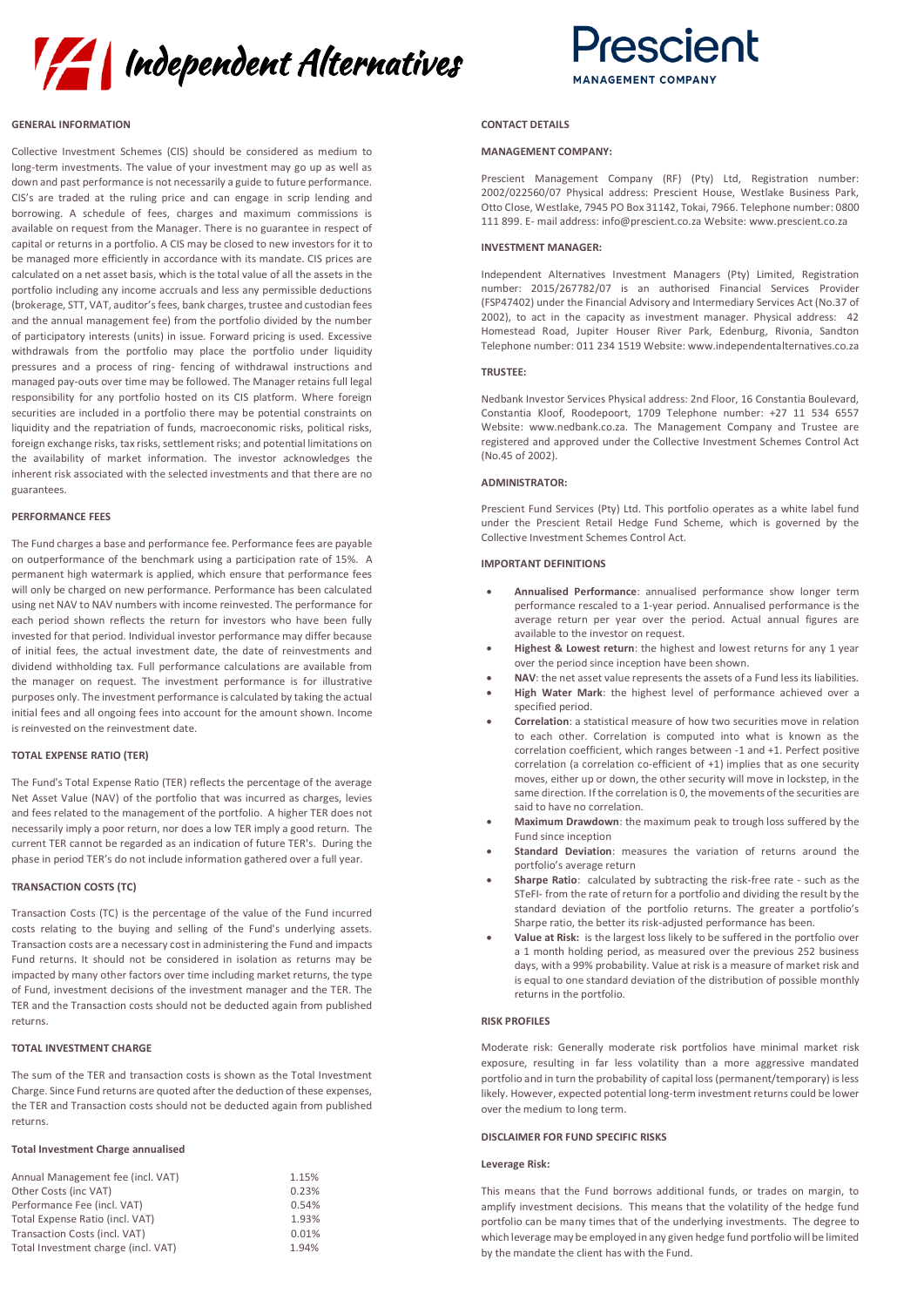## GENERAL INFORMATION

Collective Investment Schemes (CIS) should be considered as medium to long-term investments. The value of your investment may go up as well as down and past performance is not necessarily a guide to future performance. CIS's are traded at the ruling price and can engage in scrip lending and borrowing. A schedule of fees, charges and maximum commissions is available on request from the Manager. There is no guarantee in respect of capital or returns in a portfolio. A CIS may be closed to new investors for it to be managed more efficiently in accordance with its mandate. CIS prices are calculated on a net asset basis, which is the total value of all the assets in the portfolio including any income accruals and less any permissible deductions (brokerage, STT, VAT, auditor's fees, bank charges, trustee and custodian fees and the annual management fee) from the portfolio divided by the number of participatory interests (units) in issue. Forward pricing is used. Excessive withdrawals from the portfolio may place the portfolio under liquidity pressures and a process of ring- fencing of withdrawal instructions and managed pay-outs over time may be followed. The Manager retains full legal responsibility for any portfolio hosted on its CIS platform. Where foreign securities are included in a portfolio there may be potential constraints on liquidity and the repatriation of funds, macroeconomic risks, political risks, foreign exchange risks, tax risks, settlement risks; and potential limitations on the availability of market information. The investor acknowledges the inherent risk associated with the selected investments and that there are no guarantees.

## PERFORMANCE FEES

The Fund charges a base and performance fee. Performance fees are payable on outperformance of the benchmark using a participation rate of 15%. A permanent high watermark is applied, which ensure that performance fees will only be charged on new performance. Performance has been calculated using net NAV to NAV numbers with income reinvested. The performance for each period shown reflects the return for investors who have been fully invested for that period. Individual investor performance may differ because of initial fees, the actual investment date, the date of reinvestments and dividend withholding tax. Full performance calculations are available from the manager on request. The investment performance is for illustrative purposes only. The investment performance is calculated by taking the actual initial fees and all ongoing fees into account for the amount shown. Income is reinvested on the reinvestment date.

## TOTAL EXPENSE RATIO (TER)

The Fund's Total Expense Ratio (TER) reflects the percentage of the average Net Asset Value (NAV) of the portfolio that was incurred as charges, levies and fees related to the management of the portfolio. A higher TER does not necessarily imply a poor return, nor does a low TER imply a good return. The current TER cannot be regarded as an indication of future TER's. During the phase in period TER's do not include information gathered over a full year.

## TRANSACTION COSTS (TC)

Transaction Costs (TC) is the percentage of the value of the Fund incurred costs relating to the buying and selling of the Fund's underlying assets. Transaction costs are a necessary cost in administering the Fund and impacts Fund returns. It should not be considered in isolation as returns may be impacted by many other factors over time including market returns, the type of Fund, investment decisions of the investment manager and the TER. The TER and the Transaction costs should not be deducted again from published returns.

## TOTAL INVESTMENT CHARGE

The sum of the TER and transaction costs is shown as the Total Investment Charge. Since Fund returns are quoted after the deduction of these expenses, the TER and Transaction costs should not be deducted again from published returns.

### Total Investment Charge annualised

| | |
|---|---|
| Annual Management fee (incl. VAT) | 1.15% |
| Other Costs (inc VAT) | 0.23% |
| Performance Fee (incl. VAT) | 0.54% |
| Total Expense Ratio (incl. VAT) | 1.93% |
| Transaction Costs (incl. VAT) | 0.01% |
| Total Investment charge (incl. VAT) | 1.94% |

## CONTACT DETAILS

### MANAGEMENT COMPANY:

Prescient Management Company (RF) (Pty) Ltd, Registration number: 2002/022560/07 Physical address: Prescient House, Westlake Business Park, Otto Close, Westlake, 7945 PO Box 31142, Tokai, 7966. Telephone number: 0800 111 899. E- mail address: info@prescient.co.za Website: www.prescient.co.za

### INVESTMENT MANAGER:

Independent Alternatives Investment Managers (Pty) Limited, Registration number: 2015/267782/07 is an authorised Financial Services Provider (FSP47402) under the Financial Advisory and Intermediary Services Act (No.37 of 2002), to act in the capacity as investment manager. Physical address: 42 Homestead Road, Jupiter Houser River Park, Edenburg, Rivonia, Sandton Telephone number: 011 234 1519 Website: www.independentalternatives.co.za

### TRUSTEE:

Nedbank Investor Services Physical address: 2nd Floor, 16 Constantia Boulevard, Constantia Kloof, Roodepoort, 1709 Telephone number: +27 11 534 6557 Website: www.nedbank.co.za. The Management Company and Trustee are registered and approved under the Collective Investment Schemes Control Act (No.45 of 2002).

### ADMINISTRATOR:

Prescient Fund Services (Pty) Ltd. This portfolio operates as a white label fund under the Prescient Retail Hedge Fund Scheme, which is governed by the Collective Investment Schemes Control Act.

## IMPORTANT DEFINITIONS

- **Annualised Performance**: annualised performance show longer term performance rescaled to a 1-year period. Annualised performance is the average return per year over the period. Actual annual figures are available to the investor on request.
- **Highest & Lowest return**: the highest and lowest returns for any 1 year over the period since inception have been shown.
- **NAV**: the net asset value represents the assets of a Fund less its liabilities.
- **High Water Mark**: the highest level of performance achieved over a specified period.
- **Correlation**: a statistical measure of how two securities move in relation to each other. Correlation is computed into what is known as the correlation coefficient, which ranges between -1 and +1. Perfect positive correlation (a correlation co-efficient of +1) implies that as one security moves, either up or down, the other security will move in lockstep, in the same direction. If the correlation is 0, the movements of the securities are said to have no correlation.
- **Maximum Drawdown**: the maximum peak to trough loss suffered by the Fund since inception
- **Standard Deviation**: measures the variation of returns around the portfolio's average return
- **Sharpe Ratio**: calculated by subtracting the risk-free rate - such as the STeFI- from the rate of return for a portfolio and dividing the result by the standard deviation of the portfolio returns. The greater a portfolio's Sharpe ratio, the better its risk-adjusted performance has been.
- **Value at Risk:** is the largest loss likely to be suffered in the portfolio over a 1 month holding period, as measured over the previous 252 business days, with a 99% probability. Value at risk is a measure of market risk and is equal to one standard deviation of the distribution of possible monthly returns in the portfolio.

## RISK PROFILES

Moderate risk: Generally moderate risk portfolios have minimal market risk exposure, resulting in far less volatility than a more aggressive mandated portfolio and in turn the probability of capital loss (permanent/temporary) is less likely. However, expected potential long-term investment returns could be lower over the medium to long term.

## DISCLAIMER FOR FUND SPECIFIC RISKS

### Leverage Risk:

This means that the Fund borrows additional funds, or trades on margin, to amplify investment decisions. This means that the volatility of the hedge fund portfolio can be many times that of the underlying investments. The degree to which leverage may be employed in any given hedge fund portfolio will be limited by the mandate the client has with the Fund.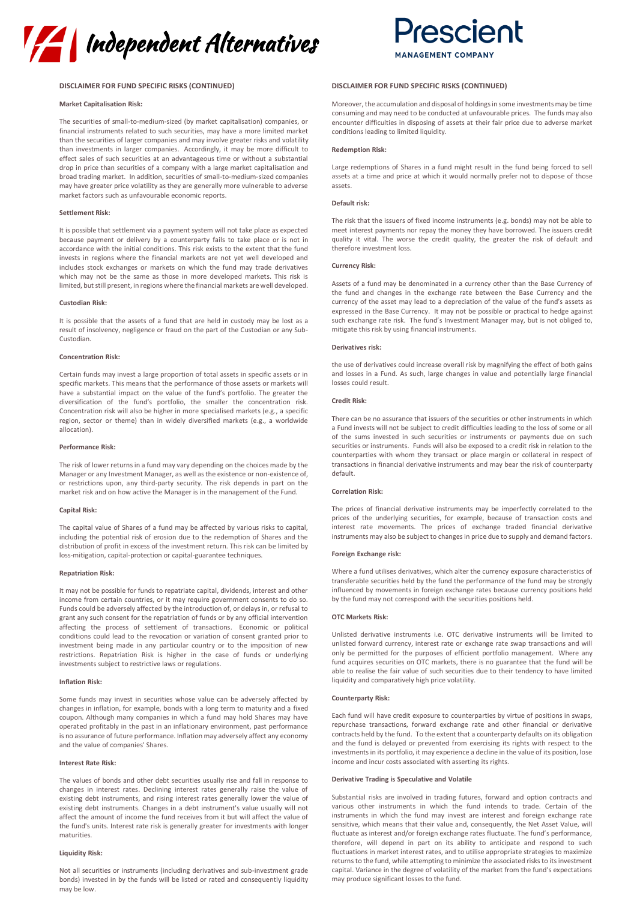## DISCLAIMER FOR FUND SPECIFIC RISKS (CONTINUED)

### Market Capitalisation Risk:

The securities of small-to-medium-sized (by market capitalisation) companies, or financial instruments related to such securities, may have a more limited market than the securities of larger companies and may involve greater risks and volatility than investments in larger companies. Accordingly, it may be more difficult to effect sales of such securities at an advantageous time or without a substantial drop in price than securities of a company with a large market capitalisation and broad trading market. In addition, securities of small-to-medium-sized companies may have greater price volatility as they are generally more vulnerable to adverse market factors such as unfavourable economic reports.

### Settlement Risk:

It is possible that settlement via a payment system will not take place as expected because payment or delivery by a counterparty fails to take place or is not in accordance with the initial conditions. This risk exists to the extent that the fund invests in regions where the financial markets are not yet well developed and includes stock exchanges or markets on which the fund may trade derivatives which may not be the same as those in more developed markets. This risk is limited, but still present, in regions where the financial markets are well developed.

### Custodian Risk:

It is possible that the assets of a fund that are held in custody may be lost as a result of insolvency, negligence or fraud on the part of the Custodian or any Sub-Custodian.

### Concentration Risk:

Certain funds may invest a large proportion of total assets in specific assets or in specific markets. This means that the performance of those assets or markets will have a substantial impact on the value of the fund's portfolio. The greater the diversification of the fund's portfolio, the smaller the concentration risk. Concentration risk will also be higher in more specialised markets (e.g., a specific region, sector or theme) than in widely diversified markets (e.g., a worldwide allocation).

### Performance Risk:

The risk of lower returns in a fund may vary depending on the choices made by the Manager or any Investment Manager, as well as the existence or non-existence of, or restrictions upon, any third-party security. The risk depends in part on the market risk and on how active the Manager is in the management of the Fund.

### Capital Risk:

The capital value of Shares of a fund may be affected by various risks to capital, including the potential risk of erosion due to the redemption of Shares and the distribution of profit in excess of the investment return. This risk can be limited by loss-mitigation, capital-protection or capital-guarantee techniques.

### Repatriation Risk:

It may not be possible for funds to repatriate capital, dividends, interest and other income from certain countries, or it may require government consents to do so. Funds could be adversely affected by the introduction of, or delays in, or refusal to grant any such consent for the repatriation of funds or by any official intervention affecting the process of settlement of transactions. Economic or political conditions could lead to the revocation or variation of consent granted prior to investment being made in any particular country or to the imposition of new restrictions. Repatriation Risk is higher in the case of funds or underlying investments subject to restrictive laws or regulations.

### Inflation Risk:

Some funds may invest in securities whose value can be adversely affected by changes in inflation, for example, bonds with a long term to maturity and a fixed coupon. Although many companies in which a fund may hold Shares may have operated profitably in the past in an inflationary environment, past performance is no assurance of future performance. Inflation may adversely affect any economy and the value of companies' Shares.

### Interest Rate Risk:

The values of bonds and other debt securities usually rise and fall in response to changes in interest rates. Declining interest rates generally raise the value of existing debt instruments, and rising interest rates generally lower the value of existing debt instruments. Changes in a debt instrument's value usually will not affect the amount of income the fund receives from it but will affect the value of the fund's units. Interest rate risk is generally greater for investments with longer maturities.

### Liquidity Risk:

Not all securities or instruments (including derivatives and sub-investment grade bonds) invested in by the funds will be listed or rated and consequently liquidity may be low.

Moreover, the accumulation and disposal of holdings in some investments may be time consuming and may need to be conducted at unfavourable prices. The funds may also encounter difficulties in disposing of assets at their fair price due to adverse market conditions leading to limited liquidity.

### Redemption Risk:

Large redemptions of Shares in a fund might result in the fund being forced to sell assets at a time and price at which it would normally prefer not to dispose of those assets.

### Default risk:

The risk that the issuers of fixed income instruments (e.g. bonds) may not be able to meet interest payments nor repay the money they have borrowed. The issuers credit quality it vital. The worse the credit quality, the greater the risk of default and therefore investment loss.

### Currency Risk:

Assets of a fund may be denominated in a currency other than the Base Currency of the fund and changes in the exchange rate between the Base Currency and the currency of the asset may lead to a depreciation of the value of the fund's assets as expressed in the Base Currency. It may not be possible or practical to hedge against such exchange rate risk. The fund's Investment Manager may, but is not obliged to, mitigate this risk by using financial instruments.

### Derivatives risk:

the use of derivatives could increase overall risk by magnifying the effect of both gains and losses in a Fund. As such, large changes in value and potentially large financial losses could result.

### Credit Risk:

There can be no assurance that issuers of the securities or other instruments in which a Fund invests will not be subject to credit difficulties leading to the loss of some or all of the sums invested in such securities or instruments or payments due on such securities or instruments. Funds will also be exposed to a credit risk in relation to the counterparties with whom they transact or place margin or collateral in respect of transactions in financial derivative instruments and may bear the risk of counterparty default.

### Correlation Risk:

The prices of financial derivative instruments may be imperfectly correlated to the prices of the underlying securities, for example, because of transaction costs and interest rate movements. The prices of exchange traded financial derivative instruments may also be subject to changes in price due to supply and demand factors.

### Foreign Exchange risk:

Where a fund utilises derivatives, which alter the currency exposure characteristics of transferable securities held by the fund the performance of the fund may be strongly influenced by movements in foreign exchange rates because currency positions held by the fund may not correspond with the securities positions held.

### OTC Markets Risk:

Unlisted derivative instruments i.e. OTC derivative instruments will be limited to unlisted forward currency, interest rate or exchange rate swap transactions and will only be permitted for the purposes of efficient portfolio management. Where any fund acquires securities on OTC markets, there is no guarantee that the fund will be able to realise the fair value of such securities due to their tendency to have limited liquidity and comparatively high price volatility.

### Counterparty Risk:

Each fund will have credit exposure to counterparties by virtue of positions in swaps, repurchase transactions, forward exchange rate and other financial or derivative contracts held by the fund. To the extent that a counterparty defaults on its obligation and the fund is delayed or prevented from exercising its rights with respect to the investments in its portfolio, it may experience a decline in the value of its position, lose income and incur costs associated with asserting its rights.

### Derivative Trading is Speculative and Volatile

Substantial risks are involved in trading futures, forward and option contracts and various other instruments in which the fund intends to trade. Certain of the instruments in which the fund may invest are interest and foreign exchange rate sensitive, which means that their value and, consequently, the Net Asset Value, will fluctuate as interest and/or foreign exchange rates fluctuate. The fund's performance, therefore, will depend in part on its ability to anticipate and respond to such fluctuations in market interest rates, and to utilise appropriate strategies to maximize returns to the fund, while attempting to minimize the associated risks to its investment capital. Variance in the degree of volatility of the market from the fund's expectations may produce significant losses to the fund.